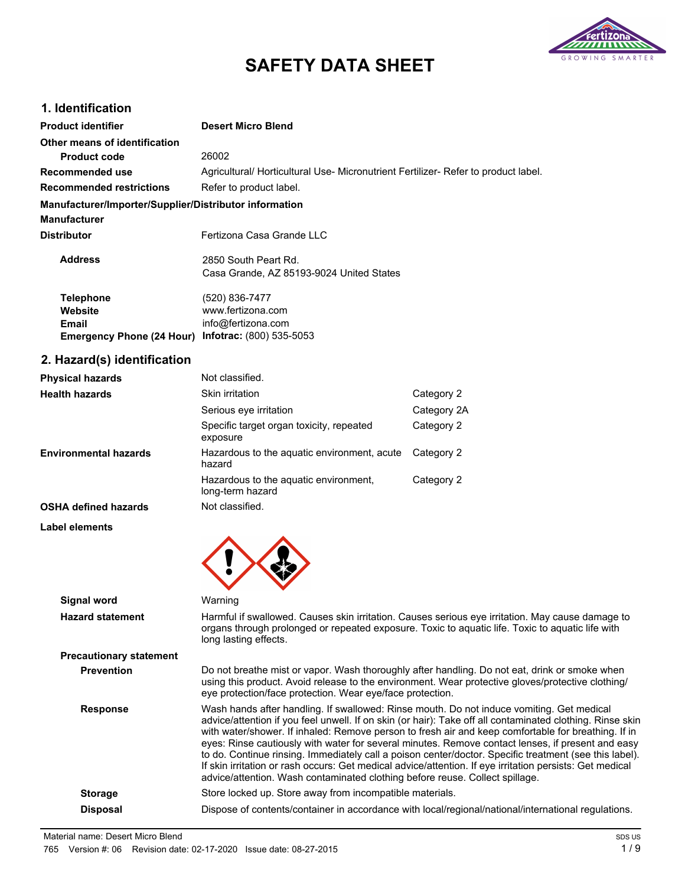# SAFETY DATA SHEET

## 1. Identification

| | |
|---|---|
| **Product identifier** | **Desert Micro Blend** |
| **Other means of identification** | |
| **Product code** | 26002 |
| **Recommended use** | Agricultural/ Horticultural Use- Micronutrient Fertilizer- Refer to product label. |
| **Recommended restrictions** | Refer to product label. |

**Manufacturer/Importer/Supplier/Distributor information**

| | |
|---|---|
| **Manufacturer** | |
| **Distributor** | Fertizona Casa Grande LLC |
| **Address** | 2850 South Peart Rd. Casa Grande, AZ 85193-9024 United States |
| **Telephone** | (520) 836-7477 |
| **Website** | www.fertizona.com |
| **Email** | info@fertizona.com |
| **Emergency Phone (24 Hour)** | **Infotrac:** (800) 535-5053 |

## 2. Hazard(s) identification

| | | |
|---|---|---|
| **Physical hazards** | Not classified. | |
| **Health hazards** | Skin irritation | Category 2 |
| | Serious eye irritation | Category 2A |
| | Specific target organ toxicity, repeated exposure | Category 2 |
| **Environmental hazards** | Hazardous to the aquatic environment, acute hazard | Category 2 |
| | Hazardous to the aquatic environment, long-term hazard | Category 2 |
| **OSHA defined hazards** | Not classified. | |

**Label elements**

**Signal word** Warning

**Hazard statement** Harmful if swallowed. Causes skin irritation. Causes serious eye irritation. May cause damage to organs through prolonged or repeated exposure. Toxic to aquatic life. Toxic to aquatic life with long lasting effects.

**Precautionary statement**

**Prevention** Do not breathe mist or vapor. Wash thoroughly after handling. Do not eat, drink or smoke when using this product. Avoid release to the environment. Wear protective gloves/protective clothing/ eye protection/face protection. Wear eye/face protection.

**Response** Wash hands after handling. If swallowed: Rinse mouth. Do not induce vomiting. Get medical advice/attention if you feel unwell. If on skin (or hair): Take off all contaminated clothing. Rinse skin with water/shower. If inhaled: Remove person to fresh air and keep comfortable for breathing. If in eyes: Rinse cautiously with water for several minutes. Remove contact lenses, if present and easy to do. Continue rinsing. Immediately call a poison center/doctor. Specific treatment (see this label). If skin irritation or rash occurs: Get medical advice/attention. If eye irritation persists: Get medical advice/attention. Wash contaminated clothing before reuse. Collect spillage.

**Storage** Store locked up. Store away from incompatible materials.

**Disposal** Dispose of contents/container in accordance with local/regional/national/international regulations.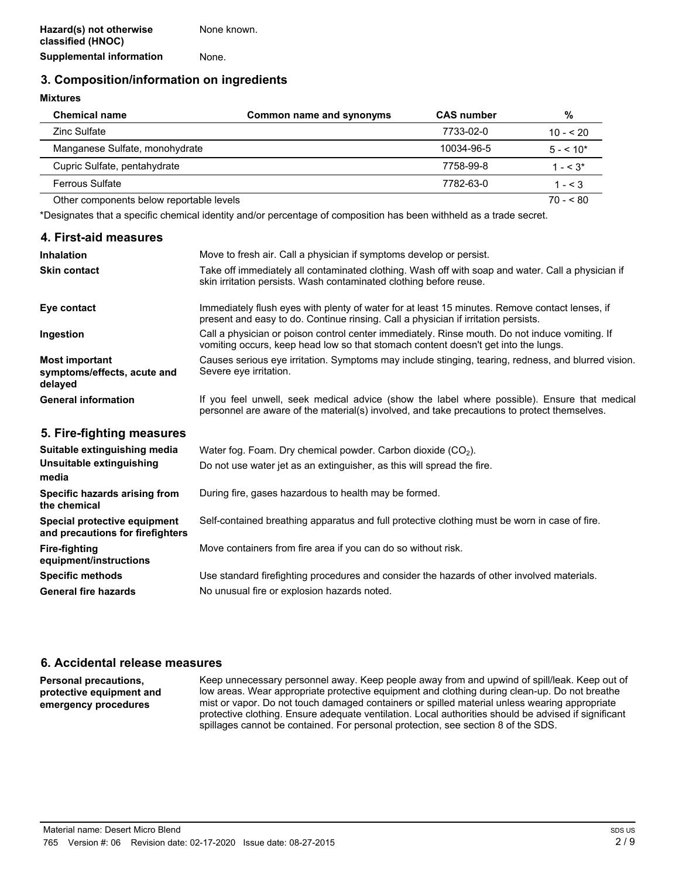**Hazard(s) not otherwise classified (HNOC)** None known.

**Supplemental information** None.

## 3. Composition/information on ingredients

**Mixtures**

| Chemical name | Common name and synonyms | CAS number | % |
|---|---|---|---|
| Zinc Sulfate | | 7733-02-0 | 10 - < 20 |
| Manganese Sulfate, monohydrate | | 10034-96-5 | 5 - < 10* |
| Cupric Sulfate, pentahydrate | | 7758-99-8 | 1 - < 3* |
| Ferrous Sulfate | | 7782-63-0 | 1 - < 3 |
| Other components below reportable levels | | | 70 - < 80 |

*Designates that a specific chemical identity and/or percentage of composition has been withheld as a trade secret.

## 4. First-aid measures

**Inhalation** Move to fresh air. Call a physician if symptoms develop or persist.

**Skin contact** Take off immediately all contaminated clothing. Wash off with soap and water. Call a physician if skin irritation persists. Wash contaminated clothing before reuse.

**Eye contact** Immediately flush eyes with plenty of water for at least 15 minutes. Remove contact lenses, if present and easy to do. Continue rinsing. Call a physician if irritation persists.

**Ingestion** Call a physician or poison control center immediately. Rinse mouth. Do not induce vomiting. If vomiting occurs, keep head low so that stomach content doesn't get into the lungs.

**Most important symptoms/effects, acute and delayed** Causes serious eye irritation. Symptoms may include stinging, tearing, redness, and blurred vision. Severe eye irritation.

**General information** If you feel unwell, seek medical advice (show the label where possible). Ensure that medical personnel are aware of the material(s) involved, and take precautions to protect themselves.

## 5. Fire-fighting measures

**Suitable extinguishing media** Water fog. Foam. Dry chemical powder. Carbon dioxide ($CO_2$).

**Unsuitable extinguishing media** Do not use water jet as an extinguisher, as this will spread the fire.

**Specific hazards arising from the chemical** During fire, gases hazardous to health may be formed.

**Special protective equipment and precautions for firefighters** Self-contained breathing apparatus and full protective clothing must be worn in case of fire.

**Fire-fighting equipment/instructions** Move containers from fire area if you can do so without risk.

**Specific methods** Use standard firefighting procedures and consider the hazards of other involved materials.

**General fire hazards** No unusual fire or explosion hazards noted.

## 6. Accidental release measures

**Personal precautions, protective equipment and emergency procedures** Keep unnecessary personnel away. Keep people away from and upwind of spill/leak. Keep out of low areas. Wear appropriate protective equipment and clothing during clean-up. Do not breathe mist or vapor. Do not touch damaged containers or spilled material unless wearing appropriate protective clothing. Ensure adequate ventilation. Local authorities should be advised if significant spillages cannot be contained. For personal protection, see section 8 of the SDS.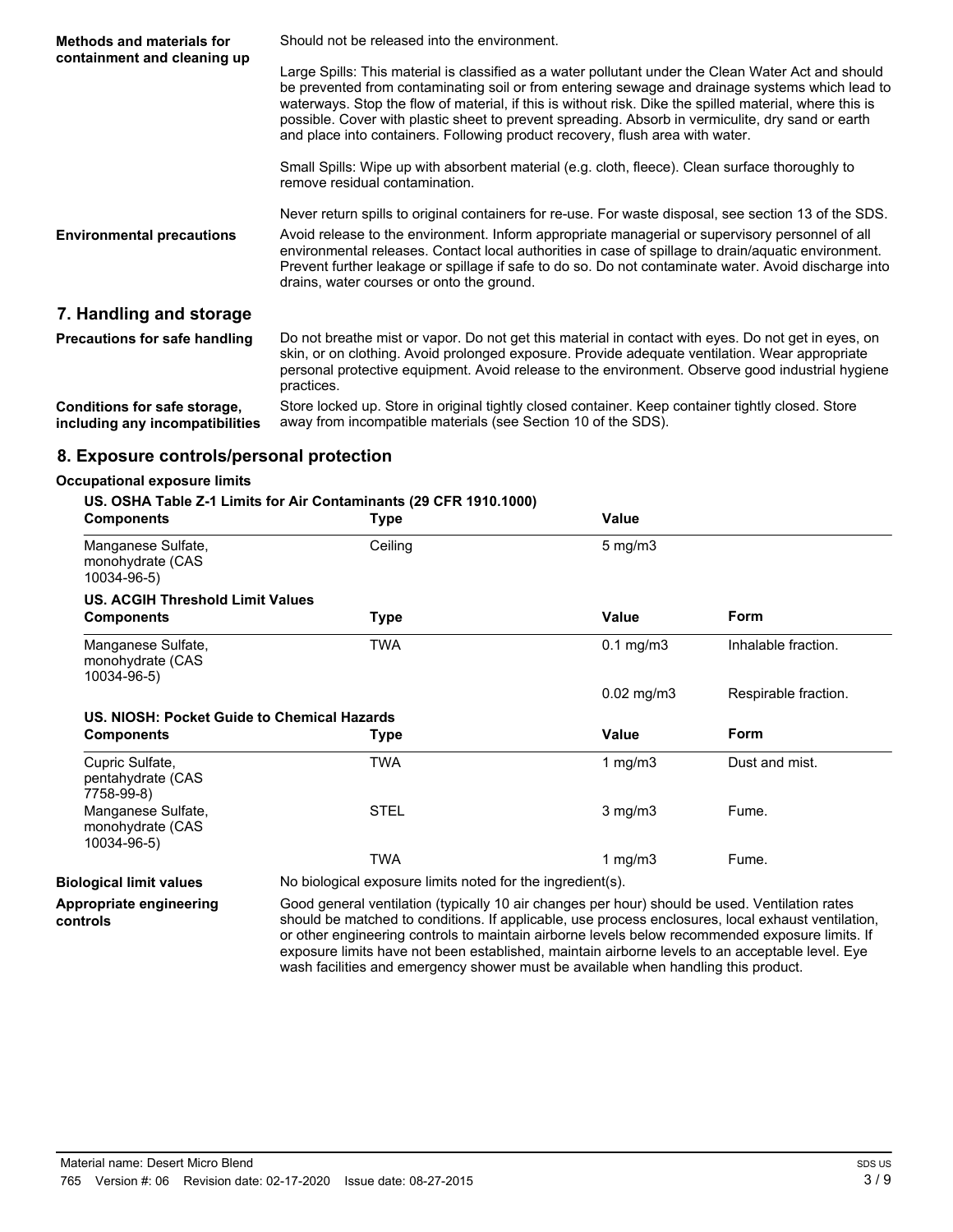**Methods and materials for containment and cleaning up**

Should not be released into the environment.

Large Spills: This material is classified as a water pollutant under the Clean Water Act and should be prevented from contaminating soil or from entering sewage and drainage systems which lead to waterways. Stop the flow of material, if this is without risk. Dike the spilled material, where this is possible. Cover with plastic sheet to prevent spreading. Absorb in vermiculite, dry sand or earth and place into containers. Following product recovery, flush area with water.

Small Spills: Wipe up with absorbent material (e.g. cloth, fleece). Clean surface thoroughly to remove residual contamination.

Never return spills to original containers for re-use. For waste disposal, see section 13 of the SDS.

**Environmental precautions**

Avoid release to the environment. Inform appropriate managerial or supervisory personnel of all environmental releases. Contact local authorities in case of spillage to drain/aquatic environment. Prevent further leakage or spillage if safe to do so. Do not contaminate water. Avoid discharge into drains, water courses or onto the ground.

## 7. Handling and storage

**Precautions for safe handling**

Do not breathe mist or vapor. Do not get this material in contact with eyes. Do not get in eyes, on skin, or on clothing. Avoid prolonged exposure. Provide adequate ventilation. Wear appropriate personal protective equipment. Avoid release to the environment. Observe good industrial hygiene practices.

**Conditions for safe storage, including any incompatibilities**

Store locked up. Store in original tightly closed container. Keep container tightly closed. Store away from incompatible materials (see Section 10 of the SDS).

## 8. Exposure controls/personal protection

**Occupational exposure limits**

**US. OSHA Table Z-1 Limits for Air Contaminants (29 CFR 1910.1000)**

| Components | Type | Value |
|---|---|---|
| Manganese Sulfate, monohydrate (CAS 10034-96-5) | Ceiling | 5 mg/m3 |

**US. ACGIH Threshold Limit Values**

| Components | Type | Value | Form |
|---|---|---|---|
| Manganese Sulfate, monohydrate (CAS 10034-96-5) | TWA | 0.1 mg/m3 | Inhalable fraction. |
| | | 0.02 mg/m3 | Respirable fraction. |

**US. NIOSH: Pocket Guide to Chemical Hazards**

| Components | Type | Value | Form |
|---|---|---|---|
| Cupric Sulfate, pentahydrate (CAS 7758-99-8) | TWA | 1 mg/m3 | Dust and mist. |
| Manganese Sulfate, monohydrate (CAS 10034-96-5) | STEL | 3 mg/m3 | Fume. |
| | TWA | 1 mg/m3 | Fume. |

**Biological limit values**

No biological exposure limits noted for the ingredient(s).

**Appropriate engineering controls**

Good general ventilation (typically 10 air changes per hour) should be used. Ventilation rates should be matched to conditions. If applicable, use process enclosures, local exhaust ventilation, or other engineering controls to maintain airborne levels below recommended exposure limits. If exposure limits have not been established, maintain airborne levels to an acceptable level. Eye wash facilities and emergency shower must be available when handling this product.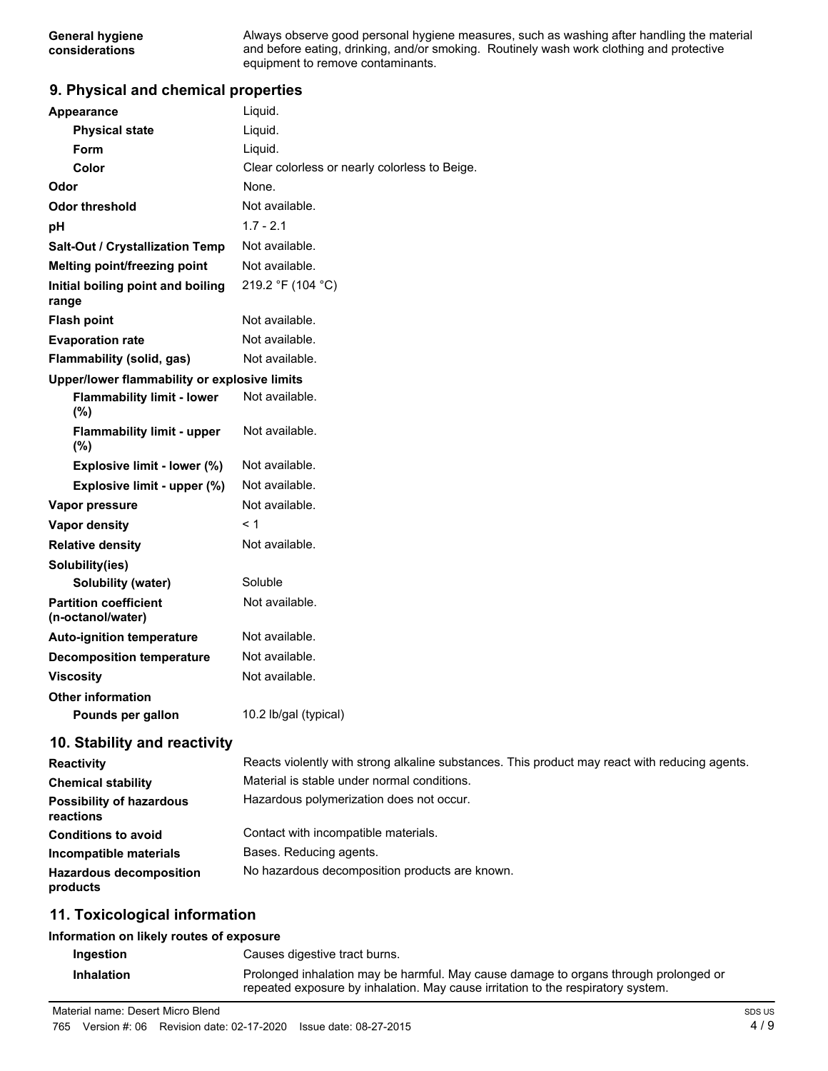| | |
|---|---|
| **General hygiene considerations** | Always observe good personal hygiene measures, such as washing after handling the material and before eating, drinking, and/or smoking. Routinely wash work clothing and protective equipment to remove contaminants. |

## 9. Physical and chemical properties

| | |
|---|---|
| **Appearance** | Liquid. |
| **Physical state** | Liquid. |
| **Form** | Liquid. |
| **Color** | Clear colorless or nearly colorless to Beige. |
| **Odor** | None. |
| **Odor threshold** | Not available. |
| **pH** | 1.7 - 2.1 |
| **Salt-Out / Crystallization Temp** | Not available. |
| **Melting point/freezing point** | Not available. |
| **Initial boiling point and boiling range** | 219.2 °F (104 °C) |
| **Flash point** | Not available. |
| **Evaporation rate** | Not available. |
| **Flammability (solid, gas)** | Not available. |
| **Upper/lower flammability or explosive limits** | |
| **Flammability limit - lower (%)** | Not available. |
| **Flammability limit - upper (%)** | Not available. |
| **Explosive limit - lower (%)** | Not available. |
| **Explosive limit - upper (%)** | Not available. |
| **Vapor pressure** | Not available. |
| **Vapor density** | < 1 |
| **Relative density** | Not available. |
| **Solubility(ies)** | |
| **Solubility (water)** | Soluble |
| **Partition coefficient (n-octanol/water)** | Not available. |
| **Auto-ignition temperature** | Not available. |
| **Decomposition temperature** | Not available. |
| **Viscosity** | Not available. |
| **Other information** | |
| **Pounds per gallon** | 10.2 lb/gal (typical) |

## 10. Stability and reactivity

| | |
|---|---|
| **Reactivity** | Reacts violently with strong alkaline substances. This product may react with reducing agents. |
| **Chemical stability** | Material is stable under normal conditions. |
| **Possibility of hazardous reactions** | Hazardous polymerization does not occur. |
| **Conditions to avoid** | Contact with incompatible materials. |
| **Incompatible materials** | Bases. Reducing agents. |
| **Hazardous decomposition products** | No hazardous decomposition products are known. |

## 11. Toxicological information

**Information on likely routes of exposure**

| | |
|---|---|
| **Ingestion** | Causes digestive tract burns. |
| **Inhalation** | Prolonged inhalation may be harmful. May cause damage to organs through prolonged or repeated exposure by inhalation. May cause irritation to the respiratory system. |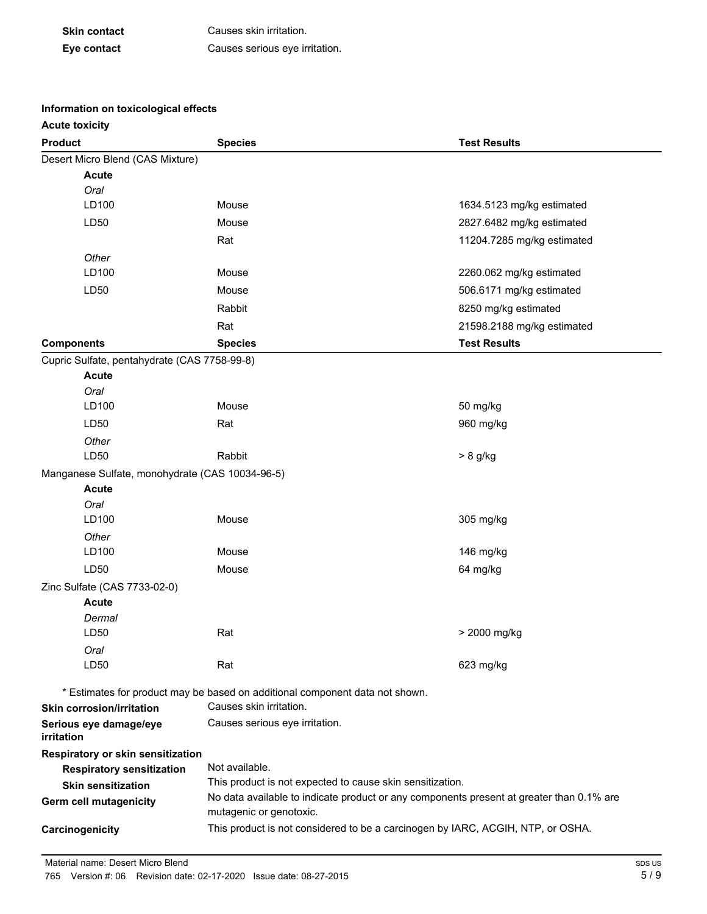| | |
|---|---|
| **Skin contact** | Causes skin irritation. |
| **Eye contact** | Causes serious eye irritation. |

**Information on toxicological effects**

**Acute toxicity**

| Product | Species | Test Results |
|---|---|---|
| Desert Micro Blend (CAS Mixture) | | |
| **Acute** | | |
| *Oral* | | |
| LD100 | Mouse | 1634.5123 mg/kg estimated |
| LD50 | Mouse | 2827.6482 mg/kg estimated |
| | Rat | 11204.7285 mg/kg estimated |
| *Other* | | |
| LD100 | Mouse | 2260.062 mg/kg estimated |
| LD50 | Mouse | 506.6171 mg/kg estimated |
| | Rabbit | 8250 mg/kg estimated |
| | Rat | 21598.2188 mg/kg estimated |

| Components | Species | Test Results |
|---|---|---|
| Cupric Sulfate, pentahydrate (CAS 7758-99-8) | | |
| **Acute** | | |
| *Oral* | | |
| LD100 | Mouse | 50 mg/kg |
| LD50 | Rat | 960 mg/kg |
| *Other* | | |
| LD50 | Rabbit | > 8 g/kg |
| Manganese Sulfate, monohydrate (CAS 10034-96-5) | | |
| **Acute** | | |
| *Oral* | | |
| LD100 | Mouse | 305 mg/kg |
| *Other* | | |
| LD100 | Mouse | 146 mg/kg |
| LD50 | Mouse | 64 mg/kg |
| Zinc Sulfate (CAS 7733-02-0) | | |
| **Acute** | | |
| *Dermal* | | |
| LD50 | Rat | > 2000 mg/kg |
| *Oral* | | |
| LD50 | Rat | 623 mg/kg |

* Estimates for product may be based on additional component data not shown.

| | |
|---|---|
| **Skin corrosion/irritation** | Causes skin irritation. |
| **Serious eye damage/eye irritation** | Causes serious eye irritation. |
| **Respiratory or skin sensitization** | |
| **Respiratory sensitization** | Not available. |
| **Skin sensitization** | This product is not expected to cause skin sensitization. |
| **Germ cell mutagenicity** | No data available to indicate product or any components present at greater than 0.1% are mutagenic or genotoxic. |
| **Carcinogenicity** | This product is not considered to be a carcinogen by IARC, ACGIH, NTP, or OSHA. |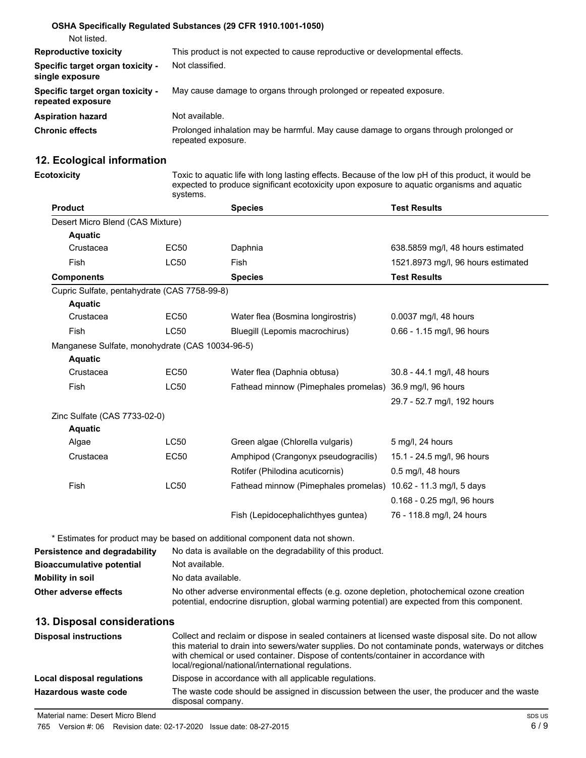**OSHA Specifically Regulated Substances (29 CFR 1910.1001-1050)**

Not listed.

| | |
|---|---|
| **Reproductive toxicity** | This product is not expected to cause reproductive or developmental effects. |
| **Specific target organ toxicity - single exposure** | Not classified. |
| **Specific target organ toxicity - repeated exposure** | May cause damage to organs through prolonged or repeated exposure. |
| **Aspiration hazard** | Not available. |
| **Chronic effects** | Prolonged inhalation may be harmful. May cause damage to organs through prolonged or repeated exposure. |

## 12. Ecological information

**Ecotoxicity** Toxic to aquatic life with long lasting effects. Because of the low pH of this product, it would be expected to produce significant ecotoxicity upon exposure to aquatic organisms and aquatic systems.

| Product | | Species | Test Results |
|---|---|---|---|
| Desert Micro Blend (CAS Mixture) | | | |
| **Aquatic** | | | |
| Crustacea | EC50 | Daphnia | 638.5859 mg/l, 48 hours estimated |
| Fish | LC50 | Fish | 1521.8973 mg/l, 96 hours estimated |
| **Components** | | **Species** | **Test Results** |
| Cupric Sulfate, pentahydrate (CAS 7758-99-8) | | | |
| **Aquatic** | | | |
| Crustacea | EC50 | Water flea (Bosmina longirostris) | 0.0037 mg/l, 48 hours |
| Fish | LC50 | Bluegill (Lepomis macrochirus) | 0.66 - 1.15 mg/l, 96 hours |
| Manganese Sulfate, monohydrate (CAS 10034-96-5) | | | |
| **Aquatic** | | | |
| Crustacea | EC50 | Water flea (Daphnia obtusa) | 30.8 - 44.1 mg/l, 48 hours |
| Fish | LC50 | Fathead minnow (Pimephales promelas) | 36.9 mg/l, 96 hours |
| | | | 29.7 - 52.7 mg/l, 192 hours |
| Zinc Sulfate (CAS 7733-02-0) | | | |
| **Aquatic** | | | |
| Algae | LC50 | Green algae (Chlorella vulgaris) | 5 mg/l, 24 hours |
| Crustacea | EC50 | Amphipod (Crangonyx pseudogracilis) | 15.1 - 24.5 mg/l, 96 hours |
| | | Rotifer (Philodina acuticornis) | 0.5 mg/l, 48 hours |
| Fish | LC50 | Fathead minnow (Pimephales promelas) | 10.62 - 11.3 mg/l, 5 days |
| | | | 0.168 - 0.25 mg/l, 96 hours |
| | | Fish (Lepidocephalichthyes guntea) | 76 - 118.8 mg/l, 24 hours |

* Estimates for product may be based on additional component data not shown.

| | |
|---|---|
| **Persistence and degradability** | No data is available on the degradability of this product. |
| **Bioaccumulative potential** | Not available. |
| **Mobility in soil** | No data available. |
| **Other adverse effects** | No other adverse environmental effects (e.g. ozone depletion, photochemical ozone creation potential, endocrine disruption, global warming potential) are expected from this component. |

## 13. Disposal considerations

| | |
|---|---|
| **Disposal instructions** | Collect and reclaim or dispose in sealed containers at licensed waste disposal site. Do not allow this material to drain into sewers/water supplies. Do not contaminate ponds, waterways or ditches with chemical or used container. Dispose of contents/container in accordance with local/regional/national/international regulations. |
| **Local disposal regulations** | Dispose in accordance with all applicable regulations. |
| **Hazardous waste code** | The waste code should be assigned in discussion between the user, the producer and the waste disposal company. |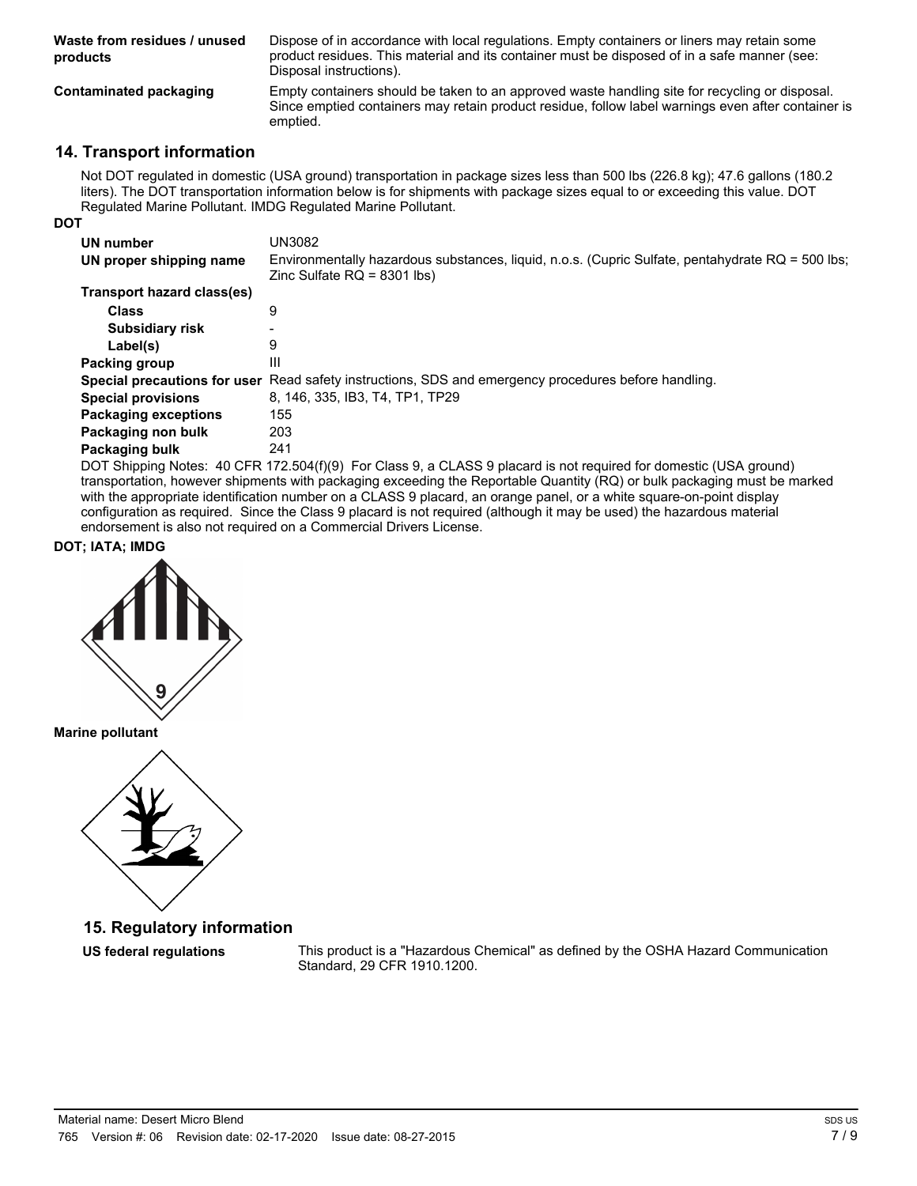| | |
|---|---|
| **Waste from residues / unused products** | Dispose of in accordance with local regulations. Empty containers or liners may retain some product residues. This material and its container must be disposed of in a safe manner (see: Disposal instructions). |
| **Contaminated packaging** | Empty containers should be taken to an approved waste handling site for recycling or disposal. Since emptied containers may retain product residue, follow label warnings even after container is emptied. |

## 14. Transport information

Not DOT regulated in domestic (USA ground) transportation in package sizes less than 500 lbs (226.8 kg); 47.6 gallons (180.2 liters). The DOT transportation information below is for shipments with package sizes equal to or exceeding this value. DOT Regulated Marine Pollutant. IMDG Regulated Marine Pollutant.

**DOT**

| | |
|---|---|
| **UN number** | UN3082 |
| **UN proper shipping name** | Environmentally hazardous substances, liquid, n.o.s. (Cupric Sulfate, pentahydrate RQ = 500 lbs; Zinc Sulfate RQ = 8301 lbs) |
| **Transport hazard class(es)** | |
| **Class** | 9 |
| **Subsidiary risk** | - |
| **Label(s)** | 9 |
| **Packing group** | III |
| **Special precautions for user** | Read safety instructions, SDS and emergency procedures before handling. |
| **Special provisions** | 8, 146, 335, IB3, T4, TP1, TP29 |
| **Packaging exceptions** | 155 |
| **Packaging non bulk** | 203 |
| **Packaging bulk** | 241 |

DOT Shipping Notes: 40 CFR 172.504(f)(9) For Class 9, a CLASS 9 placard is not required for domestic (USA ground) transportation, however shipments with packaging exceeding the Reportable Quantity (RQ) or bulk packaging must be marked with the appropriate identification number on a CLASS 9 placard, an orange panel, or a white square-on-point display configuration as required. Since the Class 9 placard is not required (although it may be used) the hazardous material endorsement is also not required on a Commercial Drivers License.

**DOT; IATA; IMDG**

**Marine pollutant**

## 15. Regulatory information

| | |
|---|---|
| **US federal regulations** | This product is a "Hazardous Chemical" as defined by the OSHA Hazard Communication Standard, 29 CFR 1910.1200. |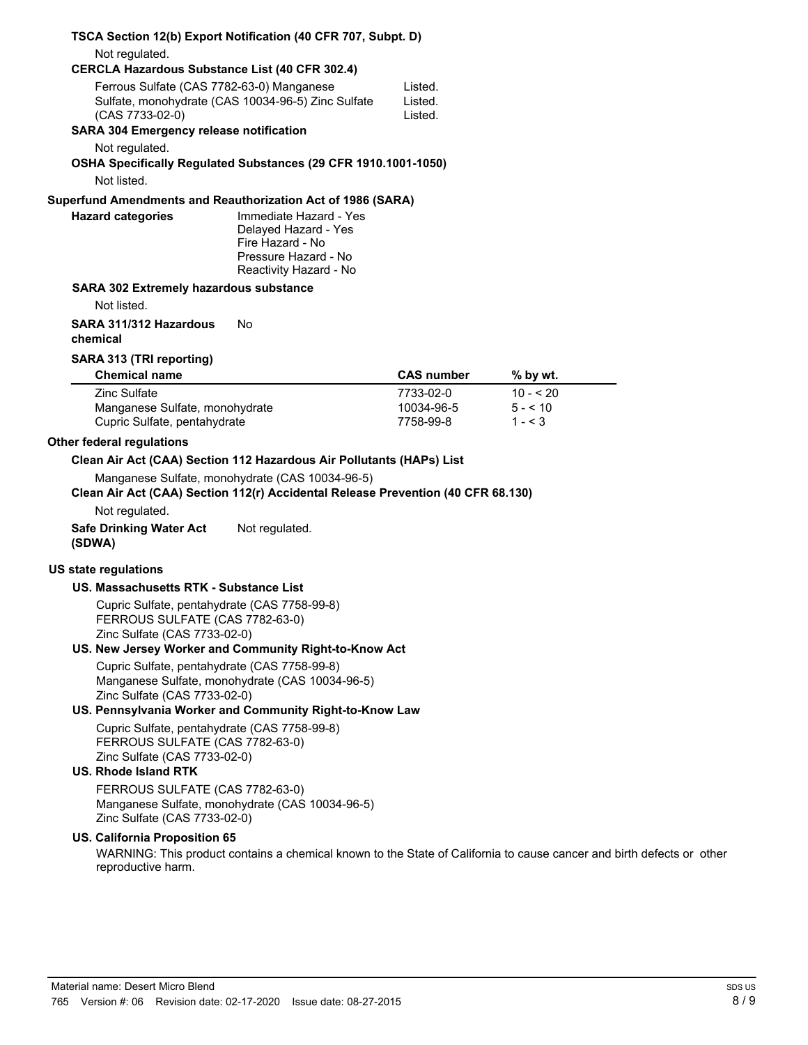**TSCA Section 12(b) Export Notification (40 CFR 707, Subpt. D)**

Not regulated.

**CERCLA Hazardous Substance List (40 CFR 302.4)**

Ferrous Sulfate (CAS 7782-63-0) Manganese Sulfate, monohydrate (CAS 10034-96-5) Zinc Sulfate (CAS 7733-02-0) — Listed. Listed. Listed.

**SARA 304 Emergency release notification**

Not regulated.

**OSHA Specifically Regulated Substances (29 CFR 1910.1001-1050)**

Not listed.

**Superfund Amendments and Reauthorization Act of 1986 (SARA)**

**Hazard categories**

Immediate Hazard - Yes
Delayed Hazard - Yes
Fire Hazard - No
Pressure Hazard - No
Reactivity Hazard - No

**SARA 302 Extremely hazardous substance**

Not listed.

**SARA 311/312 Hazardous chemical** No

**SARA 313 (TRI reporting)**

| Chemical name | CAS number | % by wt. |
|---|---|---|
| Zinc Sulfate | 7733-02-0 | 10 - < 20 |
| Manganese Sulfate, monohydrate | 10034-96-5 | 5 - < 10 |
| Cupric Sulfate, pentahydrate | 7758-99-8 | 1 - < 3 |

**Other federal regulations**

**Clean Air Act (CAA) Section 112 Hazardous Air Pollutants (HAPs) List**

Manganese Sulfate, monohydrate (CAS 10034-96-5)

**Clean Air Act (CAA) Section 112(r) Accidental Release Prevention (40 CFR 68.130)**

Not regulated.

**Safe Drinking Water Act (SDWA)** Not regulated.

**US state regulations**

**US. Massachusetts RTK - Substance List**

Cupric Sulfate, pentahydrate (CAS 7758-99-8)
FERROUS SULFATE (CAS 7782-63-0)
Zinc Sulfate (CAS 7733-02-0)

**US. New Jersey Worker and Community Right-to-Know Act**

Cupric Sulfate, pentahydrate (CAS 7758-99-8)
Manganese Sulfate, monohydrate (CAS 10034-96-5)
Zinc Sulfate (CAS 7733-02-0)

**US. Pennsylvania Worker and Community Right-to-Know Law**

Cupric Sulfate, pentahydrate (CAS 7758-99-8)
FERROUS SULFATE (CAS 7782-63-0)
Zinc Sulfate (CAS 7733-02-0)

**US. Rhode Island RTK**

FERROUS SULFATE (CAS 7782-63-0)
Manganese Sulfate, monohydrate (CAS 10034-96-5)
Zinc Sulfate (CAS 7733-02-0)

**US. California Proposition 65**

WARNING: This product contains a chemical known to the State of California to cause cancer and birth defects or other reproductive harm.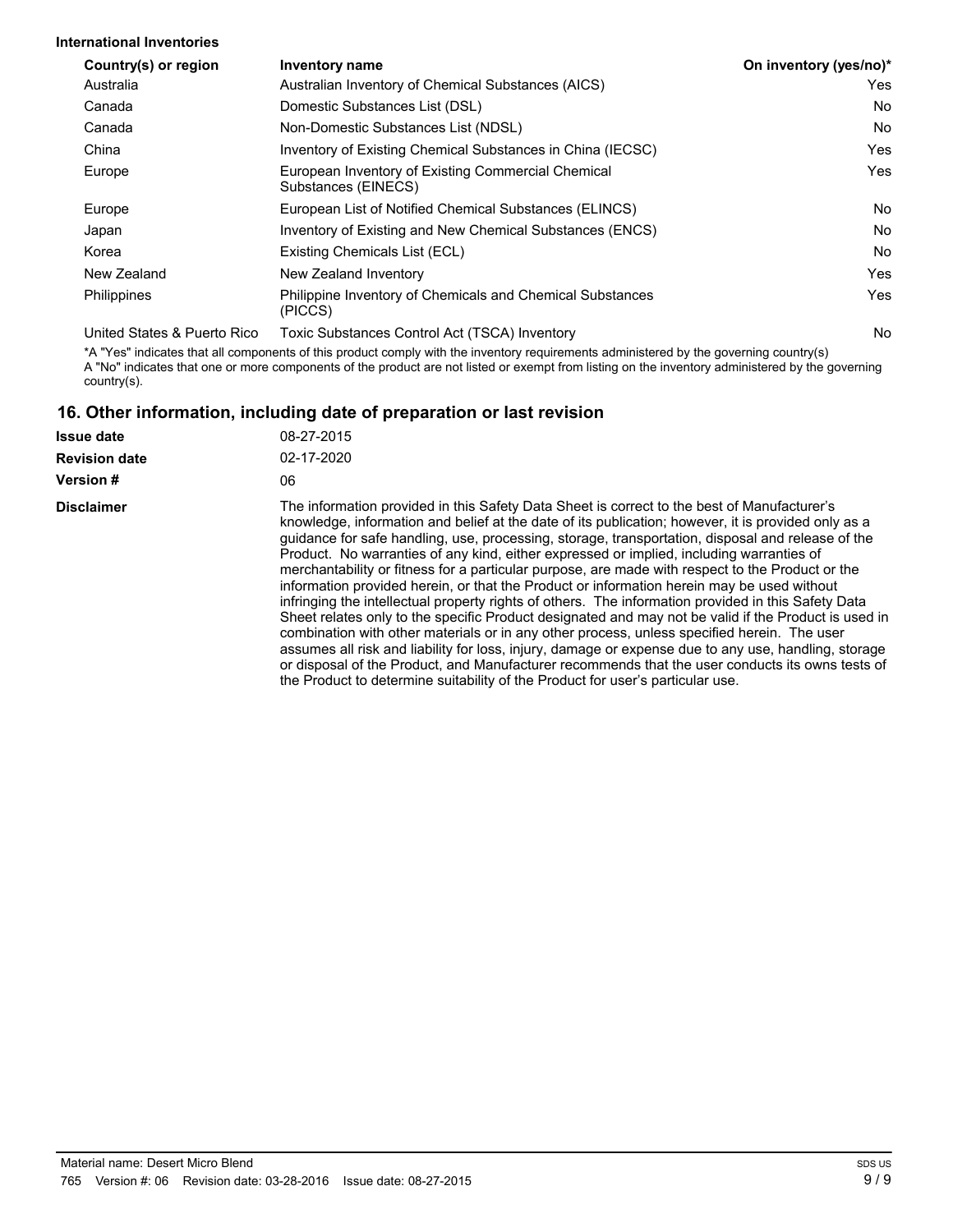**International Inventories**

| Country(s) or region | Inventory name | On inventory (yes/no)* |
|---|---|---|
| Australia | Australian Inventory of Chemical Substances (AICS) | Yes |
| Canada | Domestic Substances List (DSL) | No |
| Canada | Non-Domestic Substances List (NDSL) | No |
| China | Inventory of Existing Chemical Substances in China (IECSC) | Yes |
| Europe | European Inventory of Existing Commercial Chemical Substances (EINECS) | Yes |
| Europe | European List of Notified Chemical Substances (ELINCS) | No |
| Japan | Inventory of Existing and New Chemical Substances (ENCS) | No |
| Korea | Existing Chemicals List (ECL) | No |
| New Zealand | New Zealand Inventory | Yes |
| Philippines | Philippine Inventory of Chemicals and Chemical Substances (PICCS) | Yes |
| United States & Puerto Rico | Toxic Substances Control Act (TSCA) Inventory | No |

*A "Yes" indicates that all components of this product comply with the inventory requirements administered by the governing country(s)
A "No" indicates that one or more components of the product are not listed or exempt from listing on the inventory administered by the governing country(s).

## 16. Other information, including date of preparation or last revision

**Issue date** 08-27-2015

**Revision date** 02-17-2020

**Version #** 06

**Disclaimer** The information provided in this Safety Data Sheet is correct to the best of Manufacturer's knowledge, information and belief at the date of its publication; however, it is provided only as a guidance for safe handling, use, processing, storage, transportation, disposal and release of the Product. No warranties of any kind, either expressed or implied, including warranties of merchantability or fitness for a particular purpose, are made with respect to the Product or the information provided herein, or that the Product or information herein may be used without infringing the intellectual property rights of others. The information provided in this Safety Data Sheet relates only to the specific Product designated and may not be valid if the Product is used in combination with other materials or in any other process, unless specified herein. The user assumes all risk and liability for loss, injury, damage or expense due to any use, handling, storage or disposal of the Product, and Manufacturer recommends that the user conducts its owns tests of the Product to determine suitability of the Product for user's particular use.